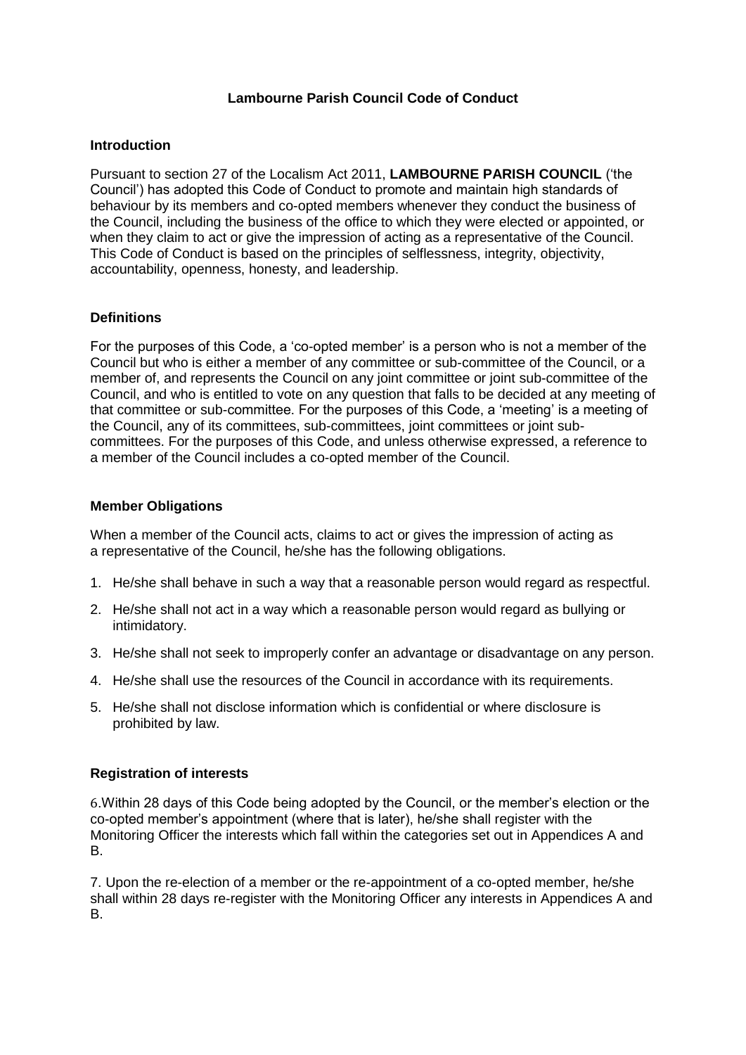# Lambourne Parish Council Code of Conduct

## Introduction

Pursuant to section 27 of the Localism Act 2011, **LAMBOURNE PARISH COUNCIL** ('the Council') has adopted this Code of Conduct to promote and maintain high standards of behaviour by its members and co-opted members whenever they conduct the business of the Council, including the business of the office to which they were elected or appointed, or when they claim to act or give the impression of acting as a representative of the Council. This Code of Conduct is based on the principles of selflessness, integrity, objectivity, accountability, openness, honesty, and leadership.

## Definitions

For the purposes of this Code, a 'co-opted member' is a person who is not a member of the Council but who is either a member of any committee or sub-committee of the Council, or a member of, and represents the Council on any joint committee or joint sub-committee of the Council, and who is entitled to vote on any question that falls to be decided at any meeting of that committee or sub-committee. For the purposes of this Code, a 'meeting' is a meeting of the Council, any of its committees, sub-committees, joint committees or joint sub-committees. For the purposes of this Code, and unless otherwise expressed, a reference to a member of the Council includes a co-opted member of the Council.

## Member Obligations

When a member of the Council acts, claims to act or gives the impression of acting as a representative of the Council, he/she has the following obligations.

1. He/she shall behave in such a way that a reasonable person would regard as respectful.
2. He/she shall not act in a way which a reasonable person would regard as bullying or intimidatory.
3. He/she shall not seek to improperly confer an advantage or disadvantage on any person.
4. He/she shall use the resources of the Council in accordance with its requirements.
5. He/she shall not disclose information which is confidential or where disclosure is prohibited by law.

## Registration of interests

6.Within 28 days of this Code being adopted by the Council, or the member's election or the co-opted member's appointment (where that is later), he/she shall register with the Monitoring Officer the interests which fall within the categories set out in Appendices A and B.

7. Upon the re-election of a member or the re-appointment of a co-opted member, he/she shall within 28 days re-register with the Monitoring Officer any interests in Appendices A and B.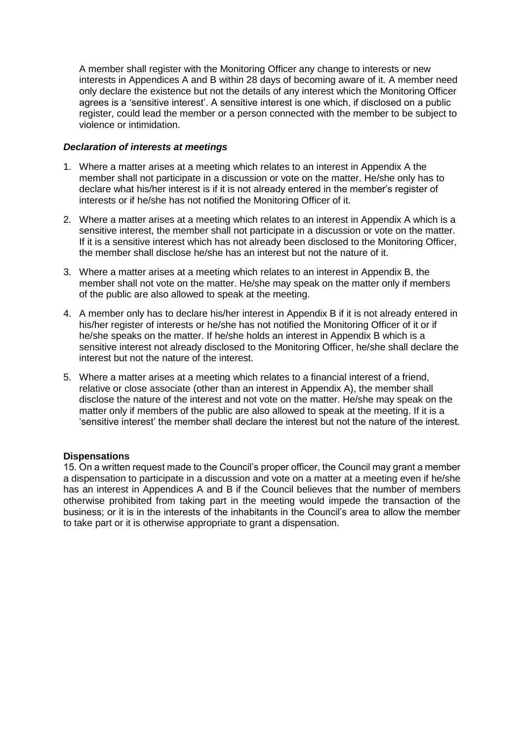A member shall register with the Monitoring Officer any change to interests or new interests in Appendices A and B within 28 days of becoming aware of it. A member need only declare the existence but not the details of any interest which the Monitoring Officer agrees is a 'sensitive interest'. A sensitive interest is one which, if disclosed on a public register, could lead the member or a person connected with the member to be subject to violence or intimidation.

***Declaration of interests at meetings***

1. Where a matter arises at a meeting which relates to an interest in Appendix A the member shall not participate in a discussion or vote on the matter. He/she only has to declare what his/her interest is if it is not already entered in the member's register of interests or if he/she has not notified the Monitoring Officer of it.
2. Where a matter arises at a meeting which relates to an interest in Appendix A which is a sensitive interest, the member shall not participate in a discussion or vote on the matter. If it is a sensitive interest which has not already been disclosed to the Monitoring Officer, the member shall disclose he/she has an interest but not the nature of it.
3. Where a matter arises at a meeting which relates to an interest in Appendix B, the member shall not vote on the matter. He/she may speak on the matter only if members of the public are also allowed to speak at the meeting.
4. A member only has to declare his/her interest in Appendix B if it is not already entered in his/her register of interests or he/she has not notified the Monitoring Officer of it or if he/she speaks on the matter. If he/she holds an interest in Appendix B which is a sensitive interest not already disclosed to the Monitoring Officer, he/she shall declare the interest but not the nature of the interest.
5. Where a matter arises at a meeting which relates to a financial interest of a friend, relative or close associate (other than an interest in Appendix A), the member shall disclose the nature of the interest and not vote on the matter. He/she may speak on the matter only if members of the public are also allowed to speak at the meeting. If it is a 'sensitive interest' the member shall declare the interest but not the nature of the interest.

**Dispensations**

15. On a written request made to the Council's proper officer, the Council may grant a member a dispensation to participate in a discussion and vote on a matter at a meeting even if he/she has an interest in Appendices A and B if the Council believes that the number of members otherwise prohibited from taking part in the meeting would impede the transaction of the business; or it is in the interests of the inhabitants in the Council's area to allow the member to take part or it is otherwise appropriate to grant a dispensation.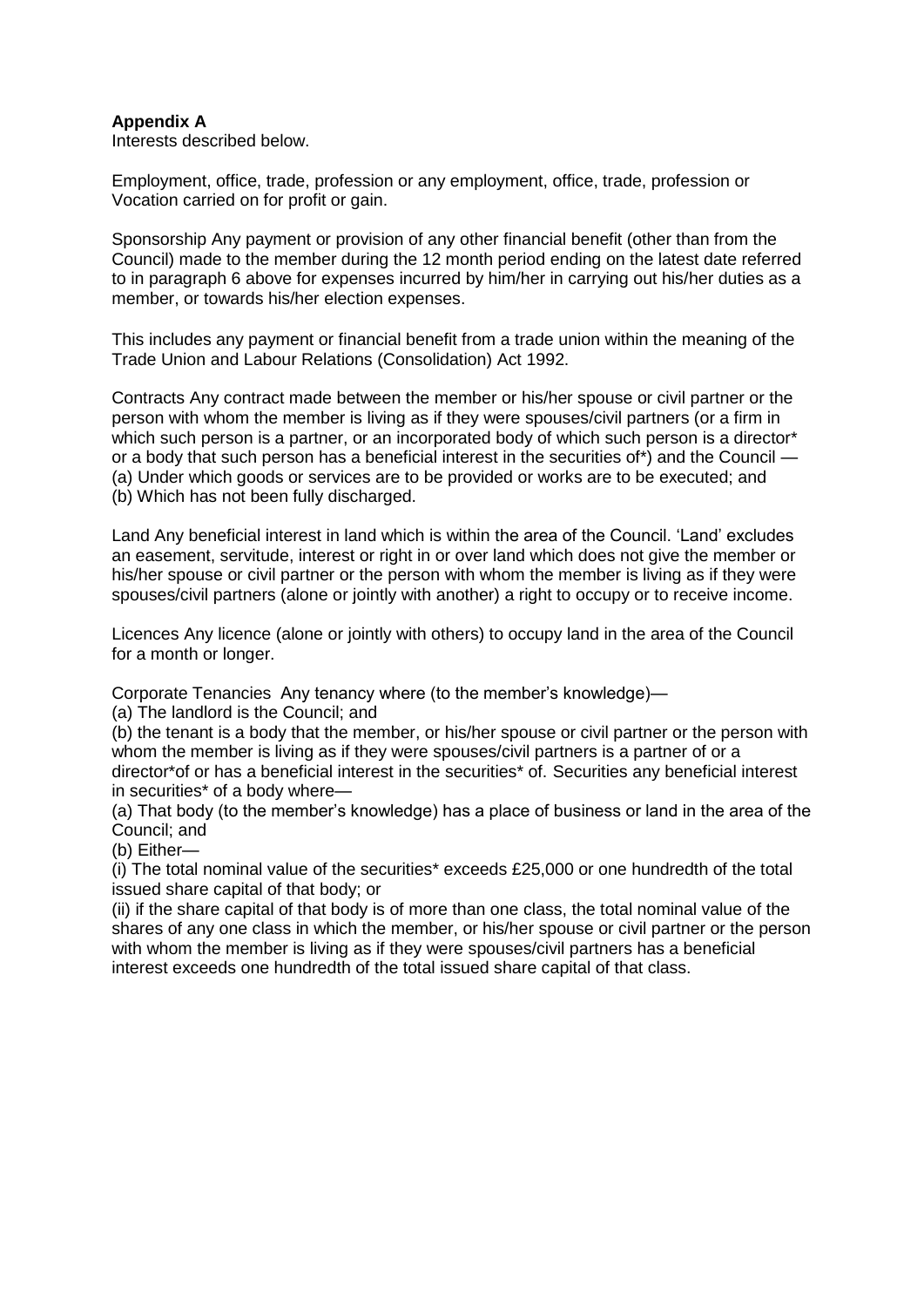**Appendix A**
Interests described below.

Employment, office, trade, profession or any employment, office, trade, profession or Vocation carried on for profit or gain.

Sponsorship Any payment or provision of any other financial benefit (other than from the Council) made to the member during the 12 month period ending on the latest date referred to in paragraph 6 above for expenses incurred by him/her in carrying out his/her duties as a member, or towards his/her election expenses.

This includes any payment or financial benefit from a trade union within the meaning of the Trade Union and Labour Relations (Consolidation) Act 1992.

Contracts Any contract made between the member or his/her spouse or civil partner or the person with whom the member is living as if they were spouses/civil partners (or a firm in which such person is a partner, or an incorporated body of which such person is a director* or a body that such person has a beneficial interest in the securities of*) and the Council —
(a) Under which goods or services are to be provided or works are to be executed; and
(b) Which has not been fully discharged.

Land Any beneficial interest in land which is within the area of the Council. 'Land' excludes an easement, servitude, interest or right in or over land which does not give the member or his/her spouse or civil partner or the person with whom the member is living as if they were spouses/civil partners (alone or jointly with another) a right to occupy or to receive income.

Licences Any licence (alone or jointly with others) to occupy land in the area of the Council for a month or longer.

Corporate Tenancies Any tenancy where (to the member's knowledge)—
(a) The landlord is the Council; and
(b) the tenant is a body that the member, or his/her spouse or civil partner or the person with whom the member is living as if they were spouses/civil partners is a partner of or a director*of or has a beneficial interest in the securities* of. Securities any beneficial interest in securities* of a body where—
(a) That body (to the member's knowledge) has a place of business or land in the area of the Council; and
(b) Either—
(i) The total nominal value of the securities* exceeds £25,000 or one hundredth of the total issued share capital of that body; or
(ii) if the share capital of that body is of more than one class, the total nominal value of the shares of any one class in which the member, or his/her spouse or civil partner or the person with whom the member is living as if they were spouses/civil partners has a beneficial interest exceeds one hundredth of the total issued share capital of that class.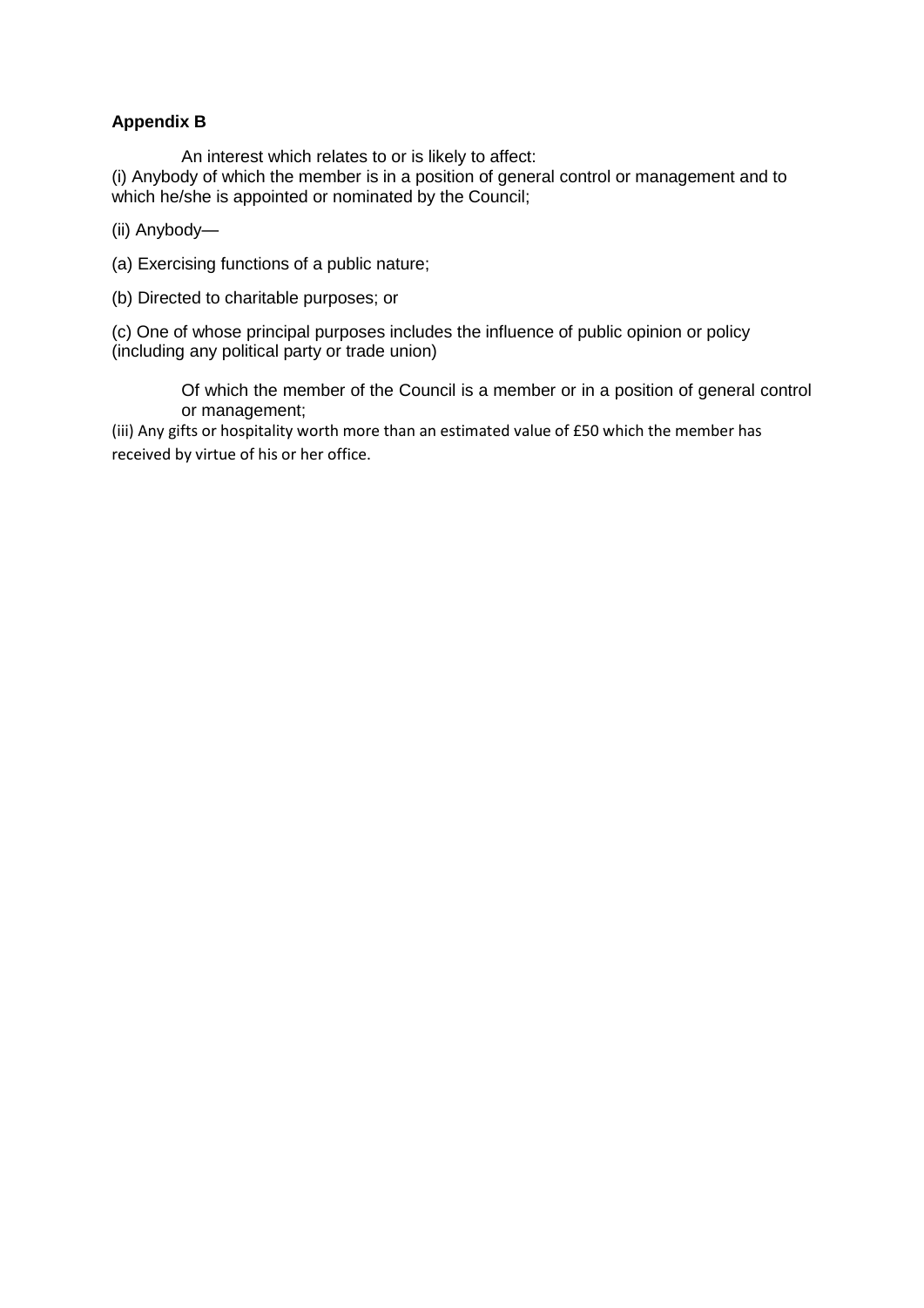**Appendix B**

An interest which relates to or is likely to affect:

(i) Anybody of which the member is in a position of general control or management and to which he/she is appointed or nominated by the Council;

(ii) Anybody—

(a) Exercising functions of a public nature;

(b) Directed to charitable purposes; or

(c) One of whose principal purposes includes the influence of public opinion or policy (including any political party or trade union)

Of which the member of the Council is a member or in a position of general control or management;

(iii) Any gifts or hospitality worth more than an estimated value of £50 which the member has received by virtue of his or her office.